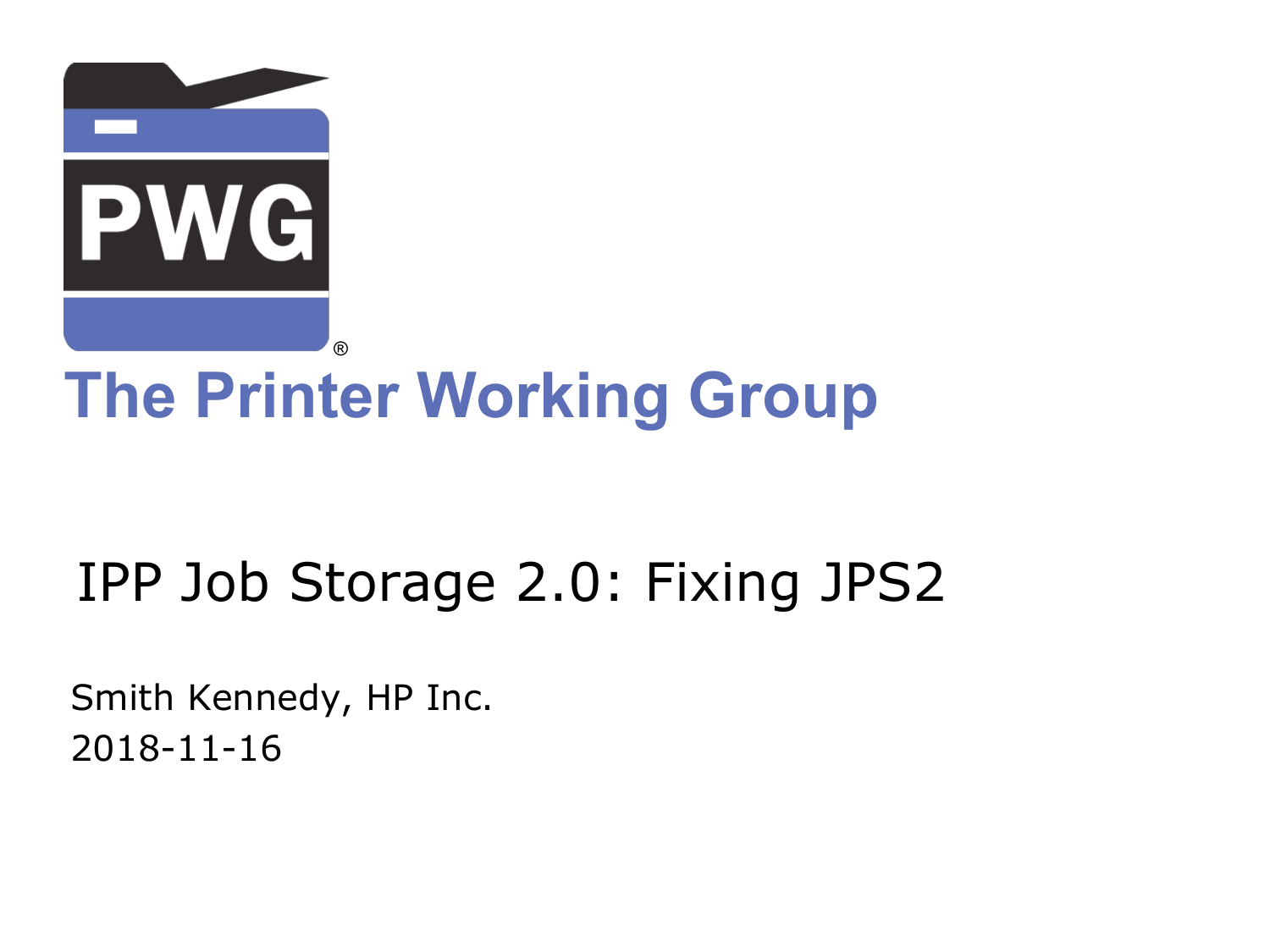The Printer Working Group

# IPP Job Storage 2.0: Fixing JPS2

Smith Kennedy, HP Inc.

2018-11-16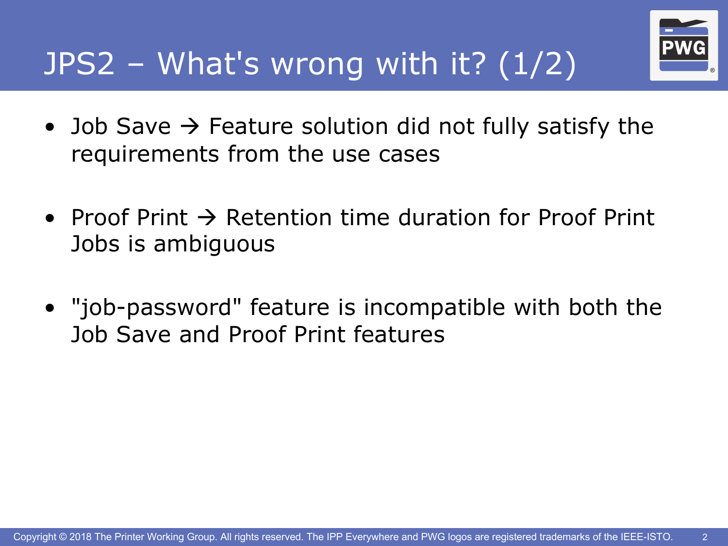# JPS2 – What's wrong with it? (1/2)

- Job Save → Feature solution did not fully satisfy the requirements from the use cases
- Proof Print → Retention time duration for Proof Print Jobs is ambiguous
- "job-password" feature is incompatible with both the Job Save and Proof Print features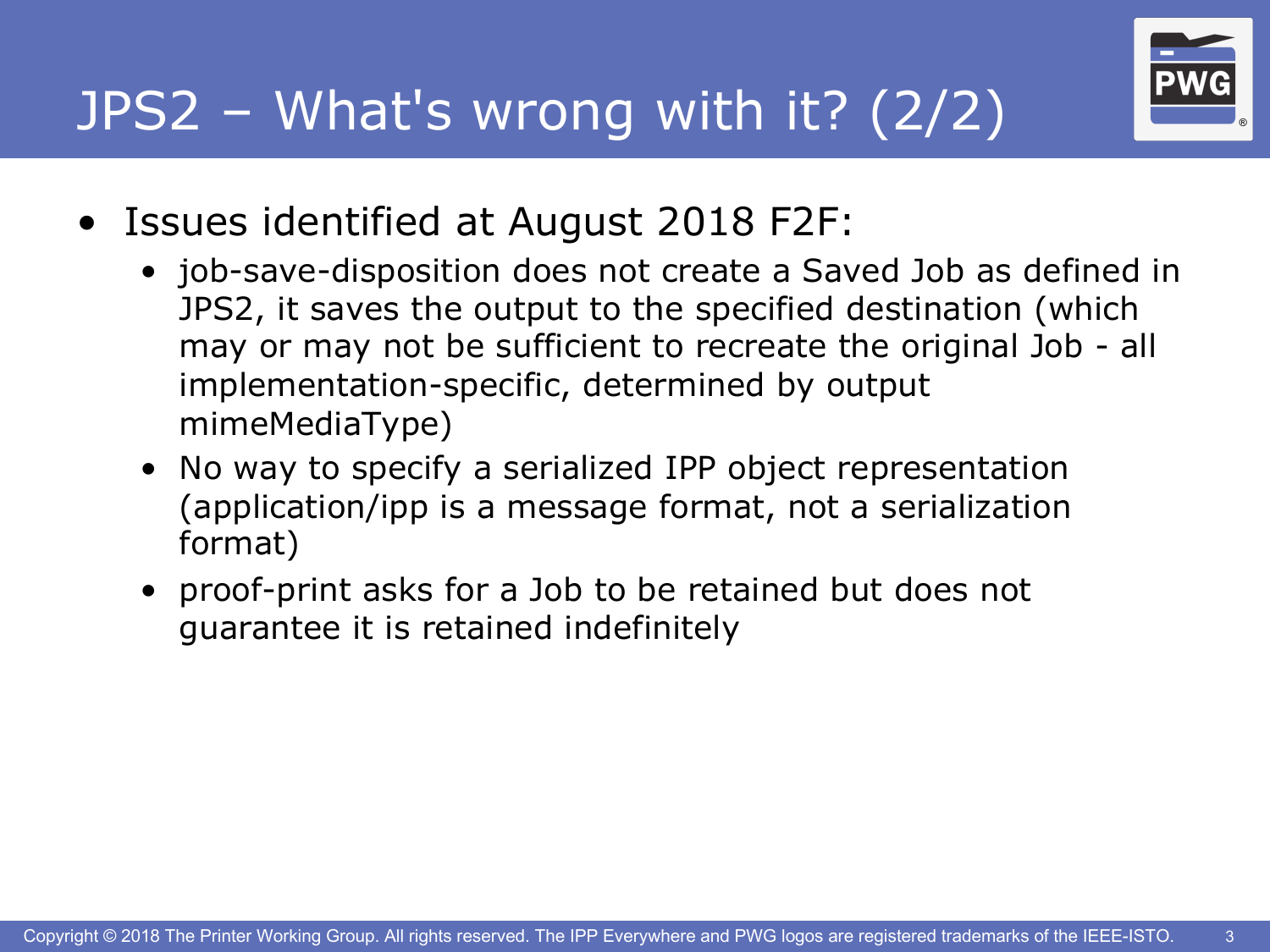# JPS2 – What's wrong with it? (2/2)

- Issues identified at August 2018 F2F:
  - job-save-disposition does not create a Saved Job as defined in JPS2, it saves the output to the specified destination (which may or may not be sufficient to recreate the original Job - all implementation-specific, determined by output mimeMediaType)
  - No way to specify a serialized IPP object representation (application/ipp is a message format, not a serialization format)
  - proof-print asks for a Job to be retained but does not guarantee it is retained indefinitely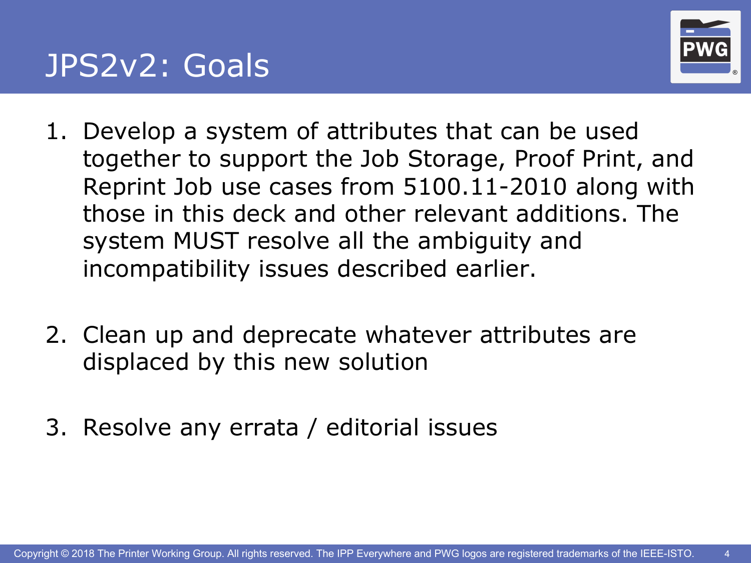# JPS2v2: Goals

1. Develop a system of attributes that can be used together to support the Job Storage, Proof Print, and Reprint Job use cases from 5100.11-2010 along with those in this deck and other relevant additions. The system MUST resolve all the ambiguity and incompatibility issues described earlier.

2. Clean up and deprecate whatever attributes are displaced by this new solution

3. Resolve any errata / editorial issues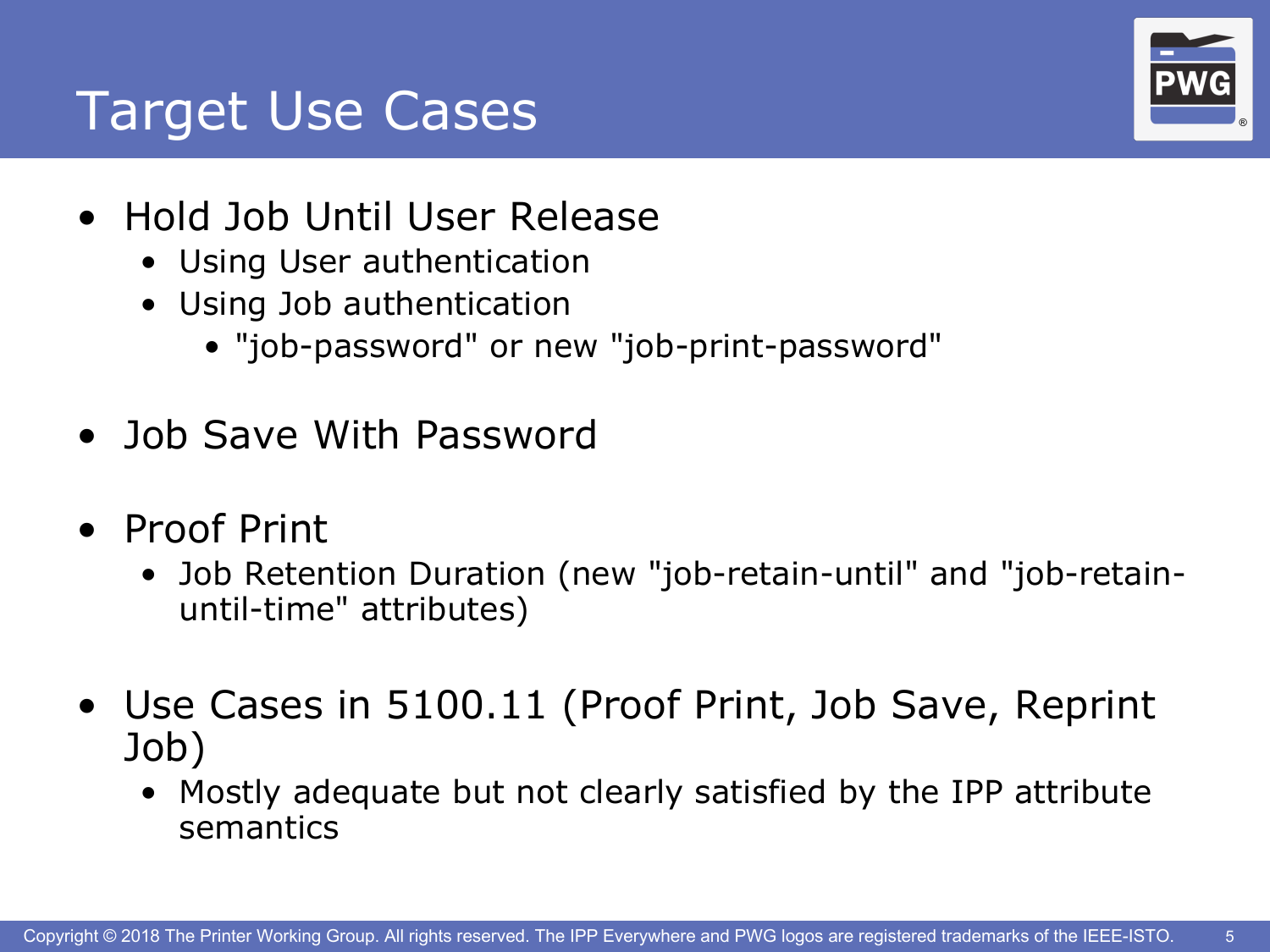# Target Use Cases

- Hold Job Until User Release
  - Using User authentication
  - Using Job authentication
    - "job-password" or new "job-print-password"

- Job Save With Password

- Proof Print
  - Job Retention Duration (new "job-retain-until" and "job-retain-until-time" attributes)

- Use Cases in 5100.11 (Proof Print, Job Save, Reprint Job)
  - Mostly adequate but not clearly satisfied by the IPP attribute semantics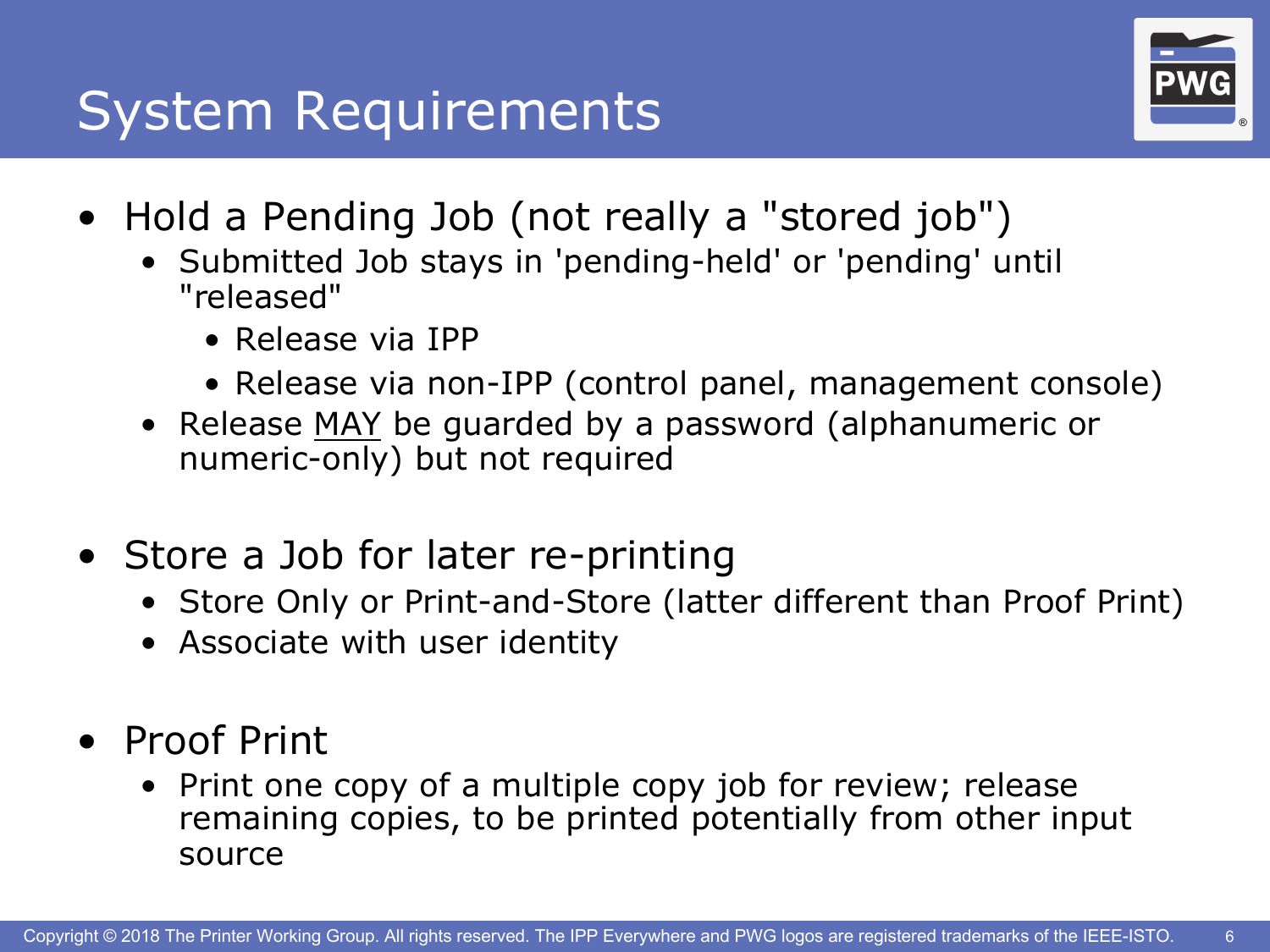# System Requirements

- Hold a Pending Job (not really a "stored job")
  - Submitted Job stays in 'pending-held' or 'pending' until "released"
    - Release via IPP
    - Release via non-IPP (control panel, management console)
  - Release <u>MAY</u> be guarded by a password (alphanumeric or numeric-only) but not required

- Store a Job for later re-printing
  - Store Only or Print-and-Store (latter different than Proof Print)
  - Associate with user identity

- Proof Print
  - Print one copy of a multiple copy job for review; release remaining copies, to be printed potentially from other input source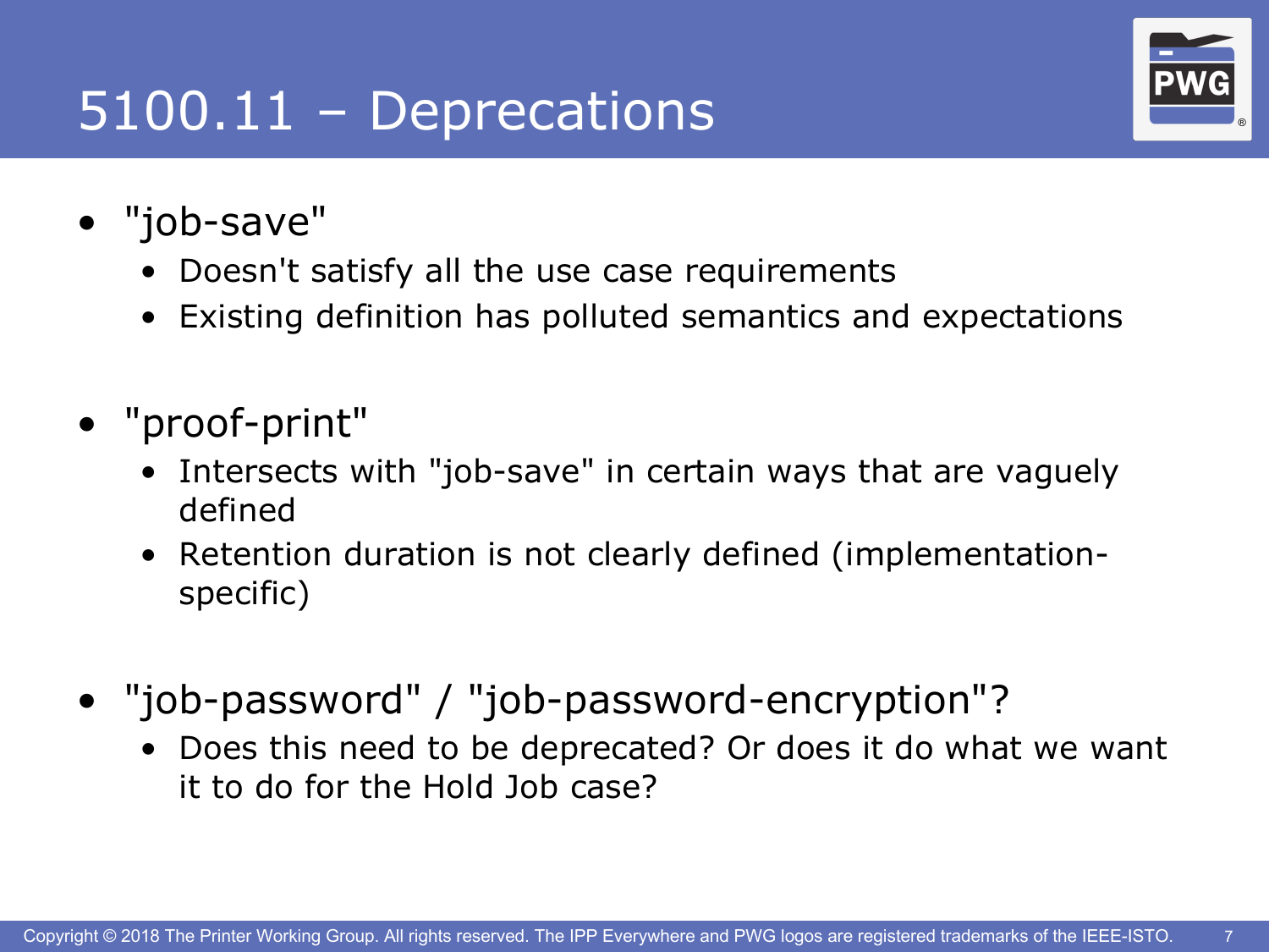# 5100.11 – Deprecations

- "job-save"
  - Doesn't satisfy all the use case requirements
  - Existing definition has polluted semantics and expectations
- "proof-print"
  - Intersects with "job-save" in certain ways that are vaguely defined
  - Retention duration is not clearly defined (implementation-specific)
- "job-password" / "job-password-encryption"?
  - Does this need to be deprecated? Or does it do what we want it to do for the Hold Job case?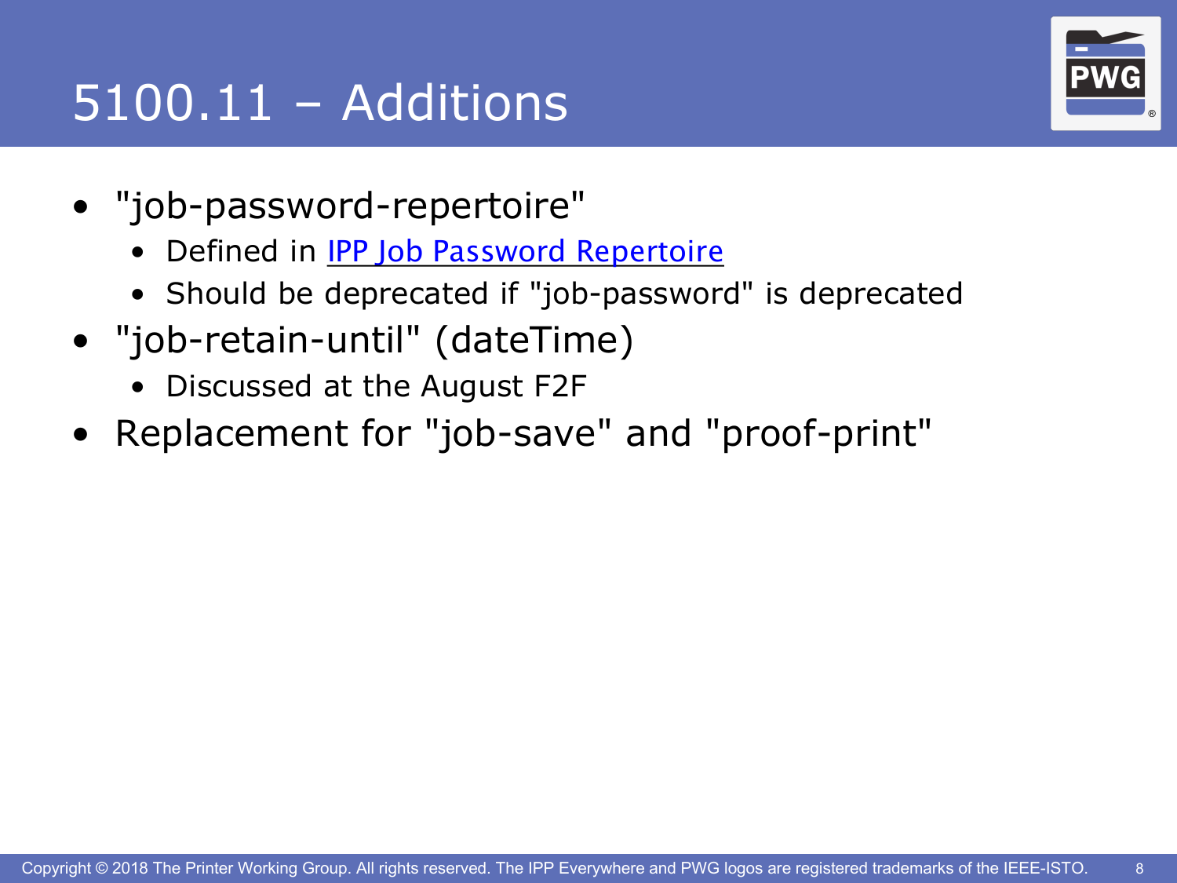# 5100.11 – Additions

- "job-password-repertoire"
  - Defined in IPP Job Password Repertoire
  - Should be deprecated if "job-password" is deprecated
- "job-retain-until" (dateTime)
  - Discussed at the August F2F
- Replacement for "job-save" and "proof-print"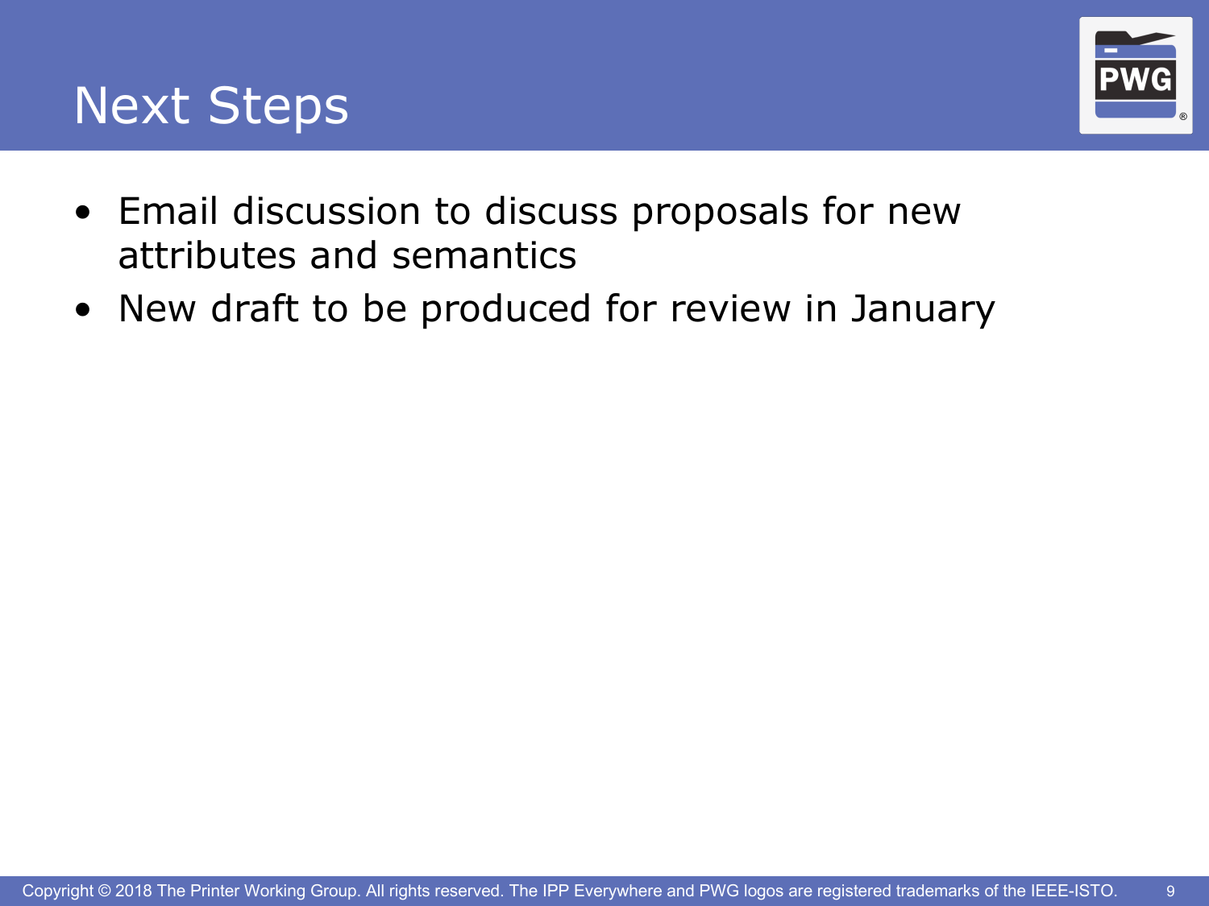# Next Steps

- Email discussion to discuss proposals for new attributes and semantics
- New draft to be produced for review in January